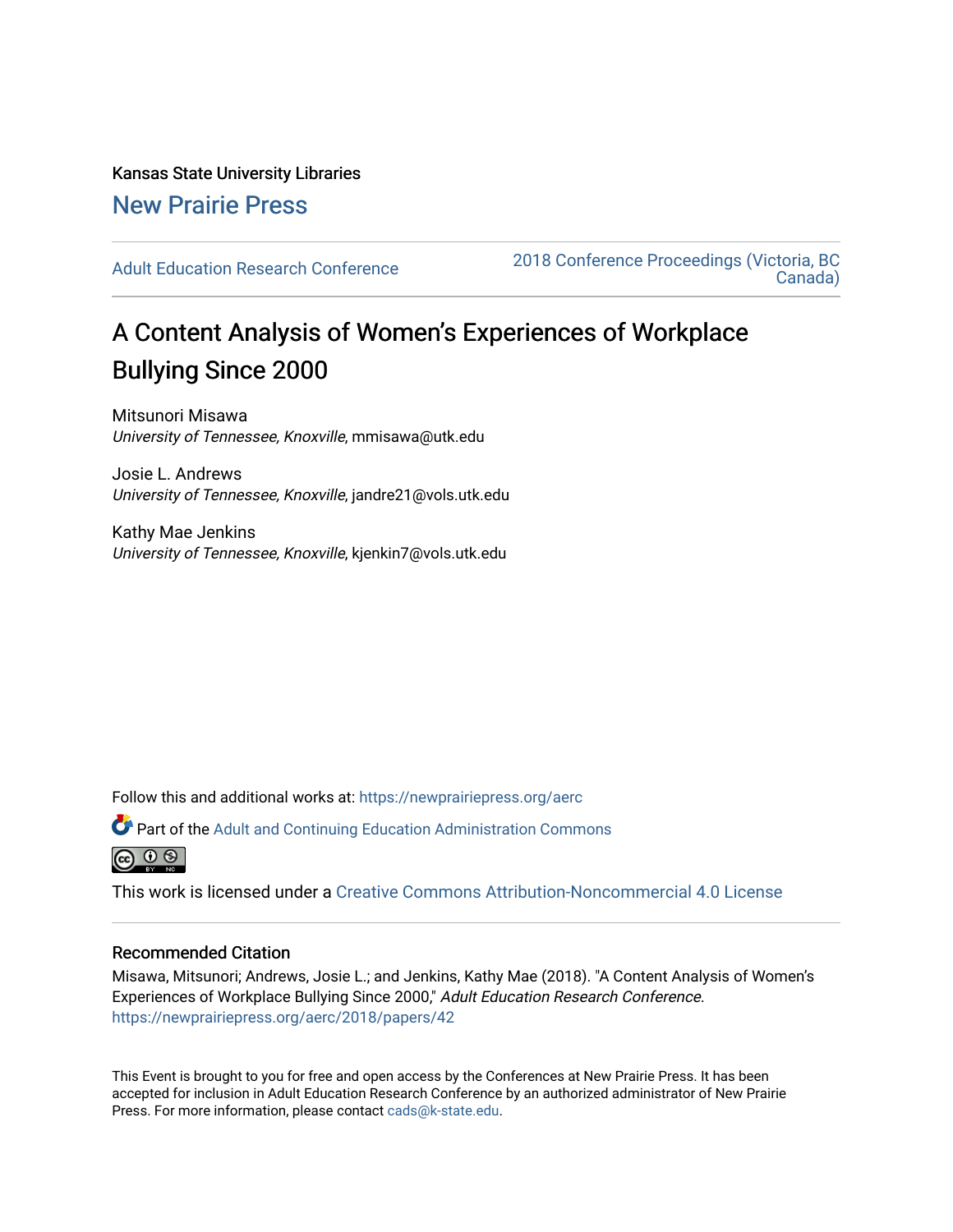Kansas State University Libraries

New Prairie Press

Adult Education Research Conference

2018 Conference Proceedings (Victoria, BC Canada)

# A Content Analysis of Women's Experiences of Workplace Bullying Since 2000

Mitsunori Misawa
*University of Tennessee, Knoxville*, mmisawa@utk.edu

Josie L. Andrews
*University of Tennessee, Knoxville*, jandre21@vols.utk.edu

Kathy Mae Jenkins
*University of Tennessee, Knoxville*, kjenkin7@vols.utk.edu

Follow this and additional works at: https://newprairiepress.org/aerc

Part of the Adult and Continuing Education Administration Commons

This work is licensed under a Creative Commons Attribution-Noncommercial 4.0 License

## Recommended Citation

Misawa, Mitsunori; Andrews, Josie L.; and Jenkins, Kathy Mae (2018). "A Content Analysis of Women's Experiences of Workplace Bullying Since 2000," *Adult Education Research Conference*. https://newprairiepress.org/aerc/2018/papers/42

This Event is brought to you for free and open access by the Conferences at New Prairie Press. It has been accepted for inclusion in Adult Education Research Conference by an authorized administrator of New Prairie Press. For more information, please contact cads@k-state.edu.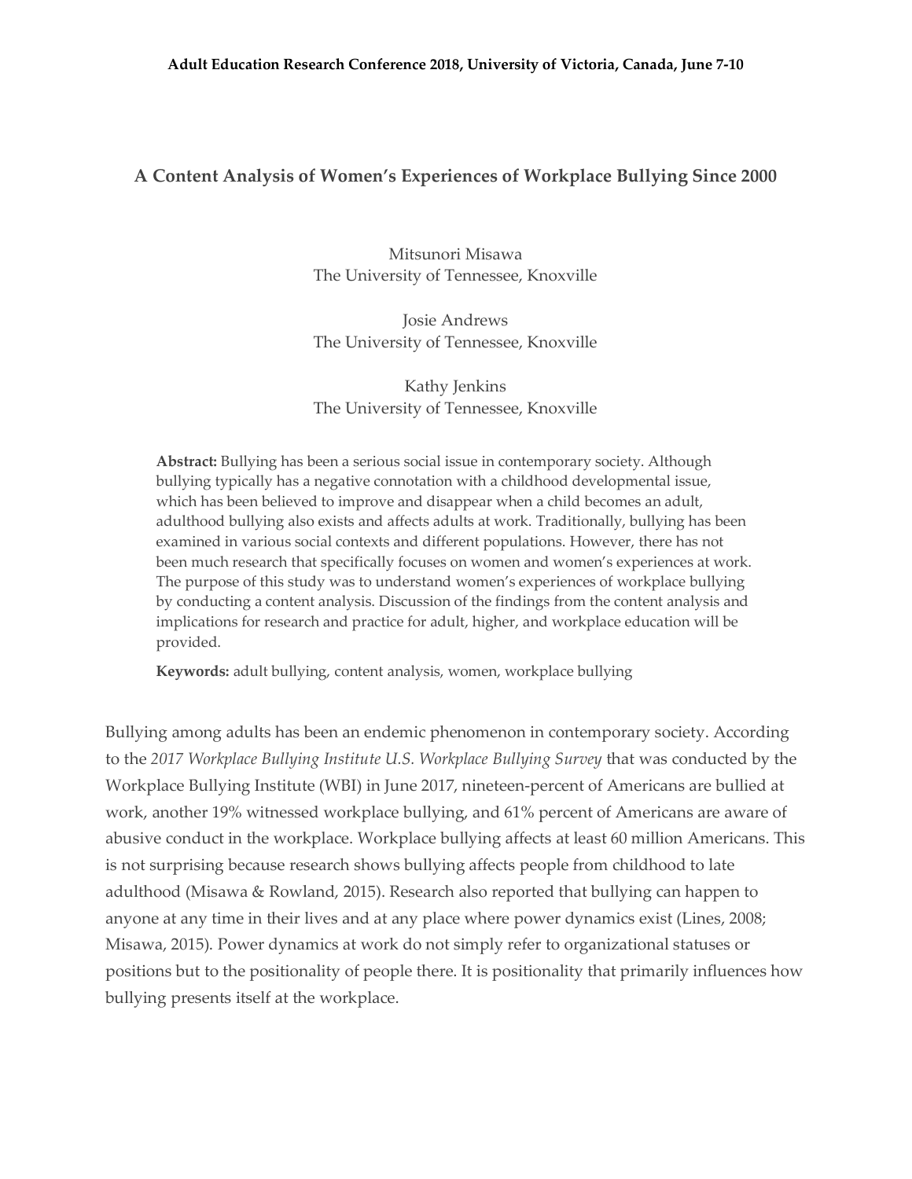# A Content Analysis of Women's Experiences of Workplace Bullying Since 2000

Mitsunori Misawa
The University of Tennessee, Knoxville

Josie Andrews
The University of Tennessee, Knoxville

Kathy Jenkins
The University of Tennessee, Knoxville

**Abstract:** Bullying has been a serious social issue in contemporary society. Although bullying typically has a negative connotation with a childhood developmental issue, which has been believed to improve and disappear when a child becomes an adult, adulthood bullying also exists and affects adults at work. Traditionally, bullying has been examined in various social contexts and different populations. However, there has not been much research that specifically focuses on women and women's experiences at work. The purpose of this study was to understand women's experiences of workplace bullying by conducting a content analysis. Discussion of the findings from the content analysis and implications for research and practice for adult, higher, and workplace education will be provided.

**Keywords:** adult bullying, content analysis, women, workplace bullying

Bullying among adults has been an endemic phenomenon in contemporary society. According to the *2017 Workplace Bullying Institute U.S. Workplace Bullying Survey* that was conducted by the Workplace Bullying Institute (WBI) in June 2017, nineteen-percent of Americans are bullied at work, another 19% witnessed workplace bullying, and 61% percent of Americans are aware of abusive conduct in the workplace. Workplace bullying affects at least 60 million Americans. This is not surprising because research shows bullying affects people from childhood to late adulthood (Misawa & Rowland, 2015). Research also reported that bullying can happen to anyone at any time in their lives and at any place where power dynamics exist (Lines, 2008; Misawa, 2015). Power dynamics at work do not simply refer to organizational statuses or positions but to the positionality of people there. It is positionality that primarily influences how bullying presents itself at the workplace.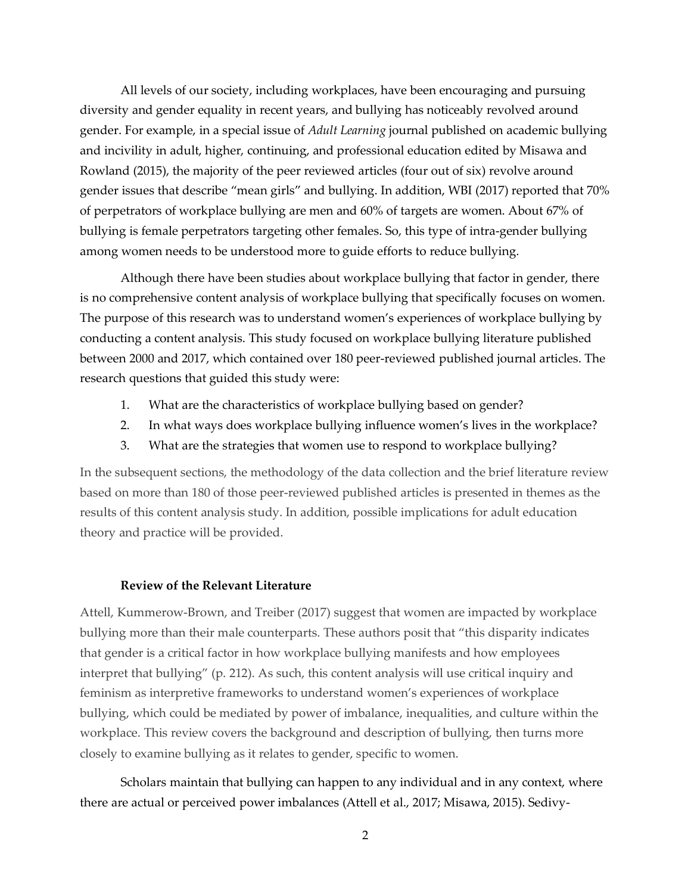All levels of our society, including workplaces, have been encouraging and pursuing diversity and gender equality in recent years, and bullying has noticeably revolved around gender. For example, in a special issue of *Adult Learning* journal published on academic bullying and incivility in adult, higher, continuing, and professional education edited by Misawa and Rowland (2015), the majority of the peer reviewed articles (four out of six) revolve around gender issues that describe "mean girls" and bullying. In addition, WBI (2017) reported that 70% of perpetrators of workplace bullying are men and 60% of targets are women. About 67% of bullying is female perpetrators targeting other females. So, this type of intra-gender bullying among women needs to be understood more to guide efforts to reduce bullying.

Although there have been studies about workplace bullying that factor in gender, there is no comprehensive content analysis of workplace bullying that specifically focuses on women. The purpose of this research was to understand women's experiences of workplace bullying by conducting a content analysis. This study focused on workplace bullying literature published between 2000 and 2017, which contained over 180 peer-reviewed published journal articles. The research questions that guided this study were:

1. What are the characteristics of workplace bullying based on gender?
2. In what ways does workplace bullying influence women's lives in the workplace?
3. What are the strategies that women use to respond to workplace bullying?

In the subsequent sections, the methodology of the data collection and the brief literature review based on more than 180 of those peer-reviewed published articles is presented in themes as the results of this content analysis study. In addition, possible implications for adult education theory and practice will be provided.

### Review of the Relevant Literature

Attell, Kummerow-Brown, and Treiber (2017) suggest that women are impacted by workplace bullying more than their male counterparts. These authors posit that "this disparity indicates that gender is a critical factor in how workplace bullying manifests and how employees interpret that bullying" (p. 212). As such, this content analysis will use critical inquiry and feminism as interpretive frameworks to understand women's experiences of workplace bullying, which could be mediated by power of imbalance, inequalities, and culture within the workplace. This review covers the background and description of bullying, then turns more closely to examine bullying as it relates to gender, specific to women.

Scholars maintain that bullying can happen to any individual and in any context, where there are actual or perceived power imbalances (Attell et al., 2017; Misawa, 2015). Sedivy-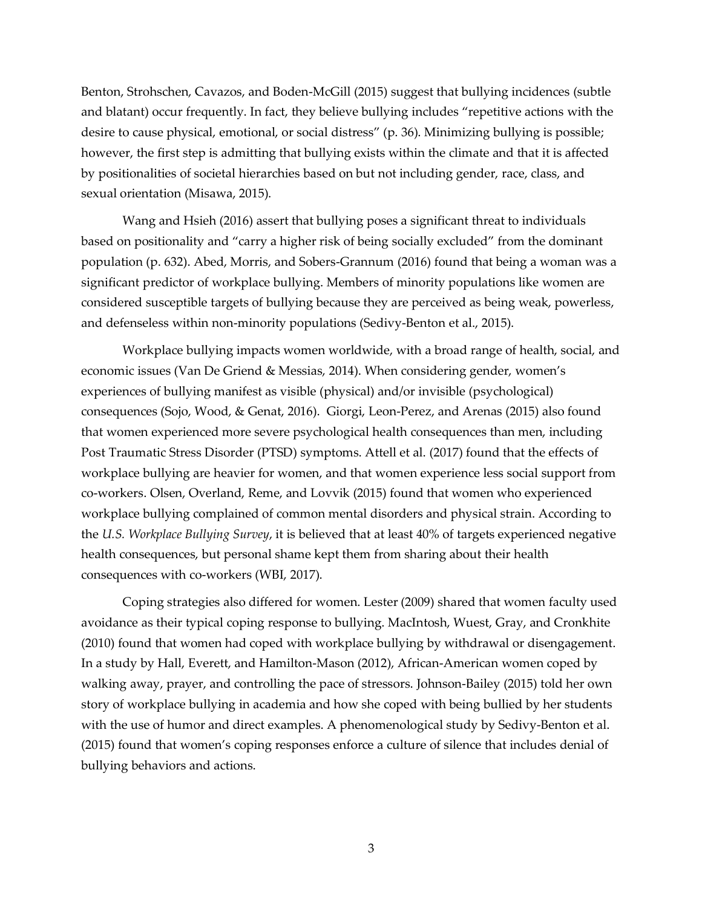Benton, Strohschen, Cavazos, and Boden-McGill (2015) suggest that bullying incidences (subtle and blatant) occur frequently. In fact, they believe bullying includes "repetitive actions with the desire to cause physical, emotional, or social distress" (p. 36). Minimizing bullying is possible; however, the first step is admitting that bullying exists within the climate and that it is affected by positionalities of societal hierarchies based on but not including gender, race, class, and sexual orientation (Misawa, 2015).

Wang and Hsieh (2016) assert that bullying poses a significant threat to individuals based on positionality and "carry a higher risk of being socially excluded" from the dominant population (p. 632). Abed, Morris, and Sobers-Grannum (2016) found that being a woman was a significant predictor of workplace bullying. Members of minority populations like women are considered susceptible targets of bullying because they are perceived as being weak, powerless, and defenseless within non-minority populations (Sedivy-Benton et al., 2015).

Workplace bullying impacts women worldwide, with a broad range of health, social, and economic issues (Van De Griend & Messias, 2014). When considering gender, women's experiences of bullying manifest as visible (physical) and/or invisible (psychological) consequences (Sojo, Wood, & Genat, 2016). Giorgi, Leon-Perez, and Arenas (2015) also found that women experienced more severe psychological health consequences than men, including Post Traumatic Stress Disorder (PTSD) symptoms. Attell et al. (2017) found that the effects of workplace bullying are heavier for women, and that women experience less social support from co-workers. Olsen, Overland, Reme, and Lovvik (2015) found that women who experienced workplace bullying complained of common mental disorders and physical strain. According to the *U.S. Workplace Bullying Survey*, it is believed that at least 40% of targets experienced negative health consequences, but personal shame kept them from sharing about their health consequences with co-workers (WBI, 2017).

Coping strategies also differed for women. Lester (2009) shared that women faculty used avoidance as their typical coping response to bullying. MacIntosh, Wuest, Gray, and Cronkhite (2010) found that women had coped with workplace bullying by withdrawal or disengagement. In a study by Hall, Everett, and Hamilton-Mason (2012), African-American women coped by walking away, prayer, and controlling the pace of stressors. Johnson-Bailey (2015) told her own story of workplace bullying in academia and how she coped with being bullied by her students with the use of humor and direct examples. A phenomenological study by Sedivy-Benton et al. (2015) found that women's coping responses enforce a culture of silence that includes denial of bullying behaviors and actions.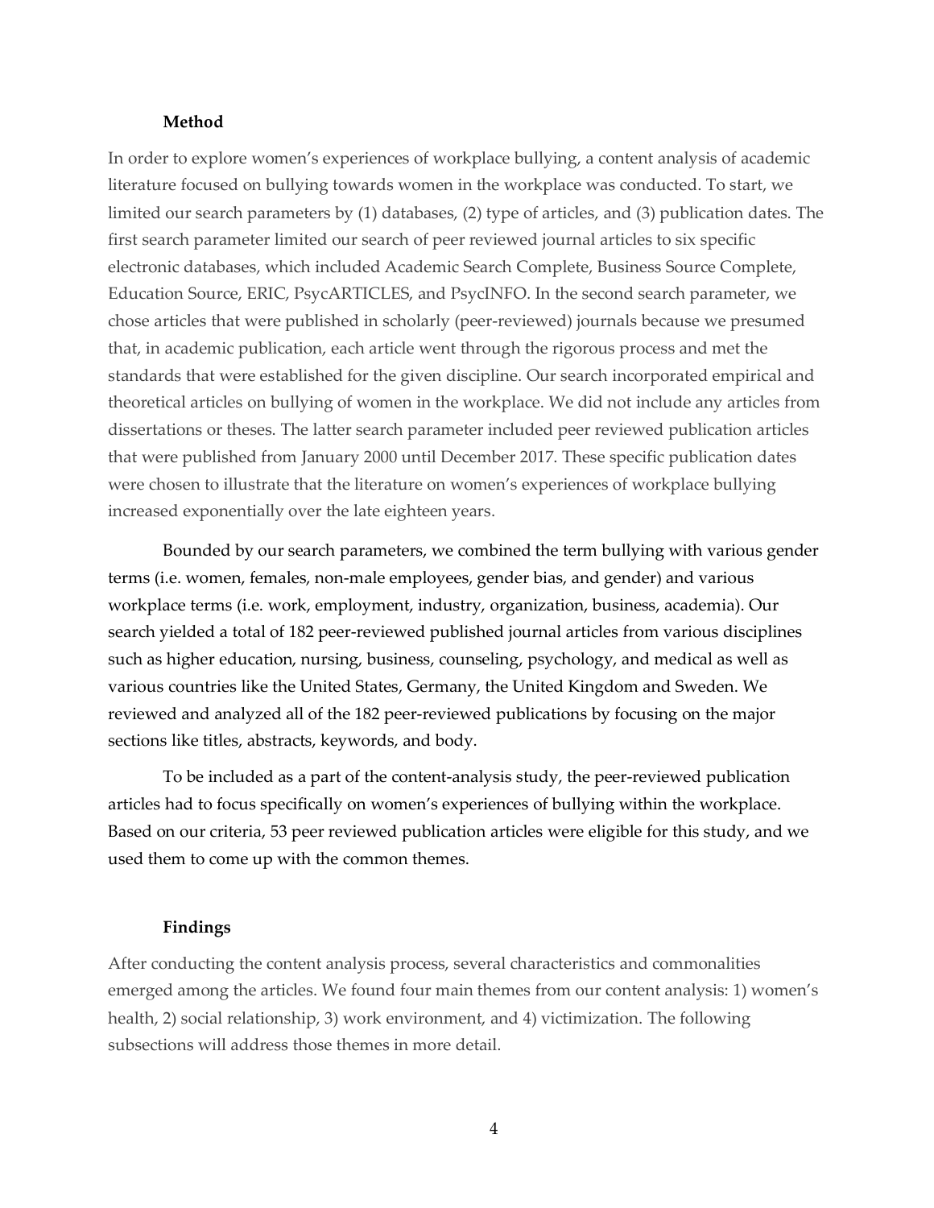## Method

In order to explore women's experiences of workplace bullying, a content analysis of academic literature focused on bullying towards women in the workplace was conducted. To start, we limited our search parameters by (1) databases, (2) type of articles, and (3) publication dates. The first search parameter limited our search of peer reviewed journal articles to six specific electronic databases, which included Academic Search Complete, Business Source Complete, Education Source, ERIC, PsycARTICLES, and PsycINFO. In the second search parameter, we chose articles that were published in scholarly (peer-reviewed) journals because we presumed that, in academic publication, each article went through the rigorous process and met the standards that were established for the given discipline. Our search incorporated empirical and theoretical articles on bullying of women in the workplace. We did not include any articles from dissertations or theses. The latter search parameter included peer reviewed publication articles that were published from January 2000 until December 2017. These specific publication dates were chosen to illustrate that the literature on women's experiences of workplace bullying increased exponentially over the late eighteen years.

Bounded by our search parameters, we combined the term bullying with various gender terms (i.e. women, females, non-male employees, gender bias, and gender) and various workplace terms (i.e. work, employment, industry, organization, business, academia). Our search yielded a total of 182 peer-reviewed published journal articles from various disciplines such as higher education, nursing, business, counseling, psychology, and medical as well as various countries like the United States, Germany, the United Kingdom and Sweden. We reviewed and analyzed all of the 182 peer-reviewed publications by focusing on the major sections like titles, abstracts, keywords, and body.

To be included as a part of the content-analysis study, the peer-reviewed publication articles had to focus specifically on women's experiences of bullying within the workplace. Based on our criteria, 53 peer reviewed publication articles were eligible for this study, and we used them to come up with the common themes.

## Findings

After conducting the content analysis process, several characteristics and commonalities emerged among the articles. We found four main themes from our content analysis: 1) women's health, 2) social relationship, 3) work environment, and 4) victimization. The following subsections will address those themes in more detail.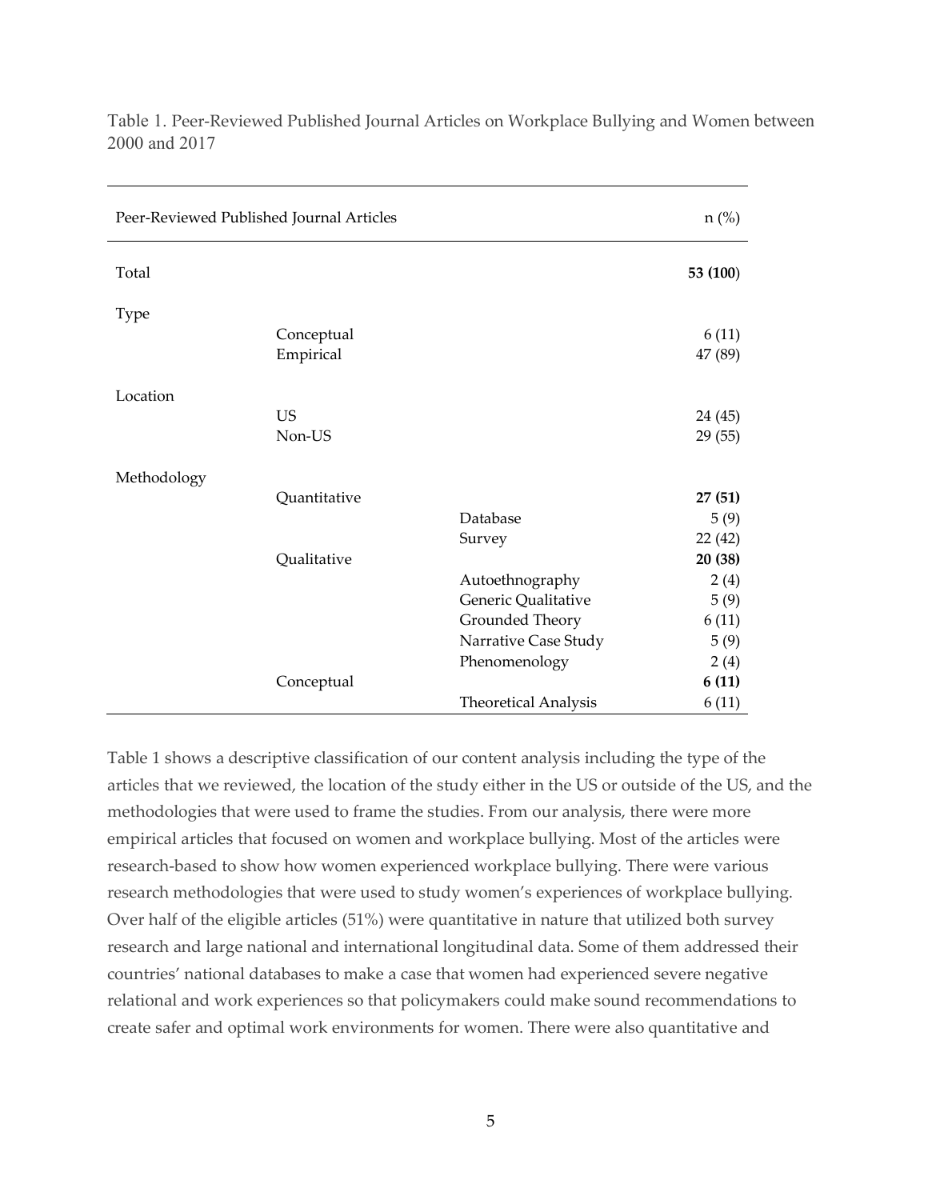Table 1. Peer-Reviewed Published Journal Articles on Workplace Bullying and Women between 2000 and 2017

| Peer-Reviewed Published Journal Articles | | | n (%) |
|---|---|---|---|
| Total | | | **53 (100)** |
| Type | | | |
| | Conceptual | | 6 (11) |
| | Empirical | | 47 (89) |
| Location | | | |
| | US | | 24 (45) |
| | Non-US | | 29 (55) |
| Methodology | | | |
| | Quantitative | | **27 (51)** |
| | | Database | 5 (9) |
| | | Survey | 22 (42) |
| | Qualitative | | **20 (38)** |
| | | Autoethnography | 2 (4) |
| | | Generic Qualitative | 5 (9) |
| | | Grounded Theory | 6 (11) |
| | | Narrative Case Study | 5 (9) |
| | | Phenomenology | 2 (4) |
| | Conceptual | | **6 (11)** |
| | | Theoretical Analysis | 6 (11) |

Table 1 shows a descriptive classification of our content analysis including the type of the articles that we reviewed, the location of the study either in the US or outside of the US, and the methodologies that were used to frame the studies. From our analysis, there were more empirical articles that focused on women and workplace bullying. Most of the articles were research-based to show how women experienced workplace bullying. There were various research methodologies that were used to study women's experiences of workplace bullying. Over half of the eligible articles (51%) were quantitative in nature that utilized both survey research and large national and international longitudinal data. Some of them addressed their countries' national databases to make a case that women had experienced severe negative relational and work experiences so that policymakers could make sound recommendations to create safer and optimal work environments for women. There were also quantitative and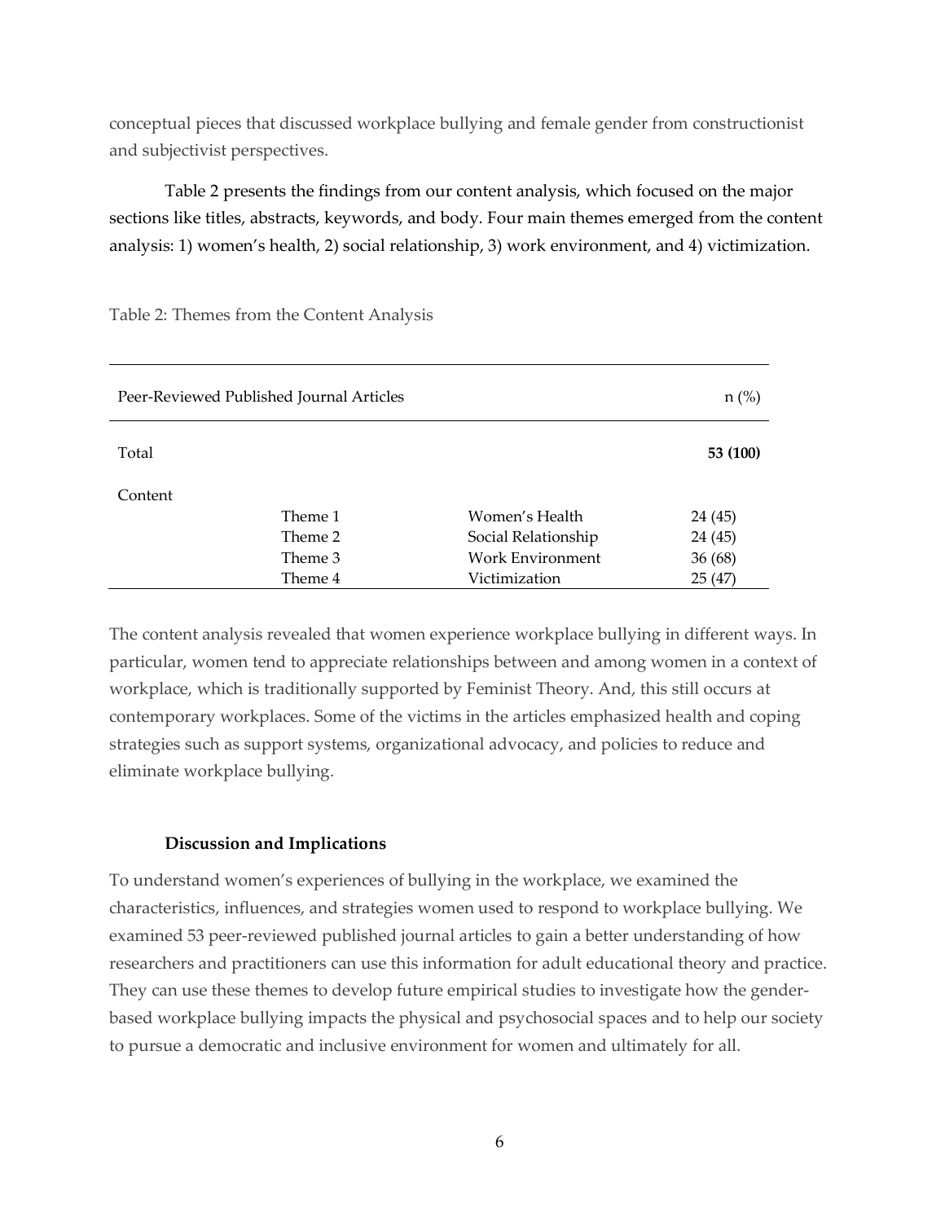conceptual pieces that discussed workplace bullying and female gender from constructionist and subjectivist perspectives.

Table 2 presents the findings from our content analysis, which focused on the major sections like titles, abstracts, keywords, and body. Four main themes emerged from the content analysis: 1) women's health, 2) social relationship, 3) work environment, and 4) victimization.

Table 2: Themes from the Content Analysis

| Peer-Reviewed Published Journal Articles | | | n (%) |
|---|---|---|---|
| Total | | | **53 (100)** |
| Content | | | |
| | Theme 1 | Women's Health | 24 (45) |
| | Theme 2 | Social Relationship | 24 (45) |
| | Theme 3 | Work Environment | 36 (68) |
| | Theme 4 | Victimization | 25 (47) |

The content analysis revealed that women experience workplace bullying in different ways. In particular, women tend to appreciate relationships between and among women in a context of workplace, which is traditionally supported by Feminist Theory. And, this still occurs at contemporary workplaces. Some of the victims in the articles emphasized health and coping strategies such as support systems, organizational advocacy, and policies to reduce and eliminate workplace bullying.

## Discussion and Implications

To understand women's experiences of bullying in the workplace, we examined the characteristics, influences, and strategies women used to respond to workplace bullying. We examined 53 peer-reviewed published journal articles to gain a better understanding of how researchers and practitioners can use this information for adult educational theory and practice. They can use these themes to develop future empirical studies to investigate how the gender-based workplace bullying impacts the physical and psychosocial spaces and to help our society to pursue a democratic and inclusive environment for women and ultimately for all.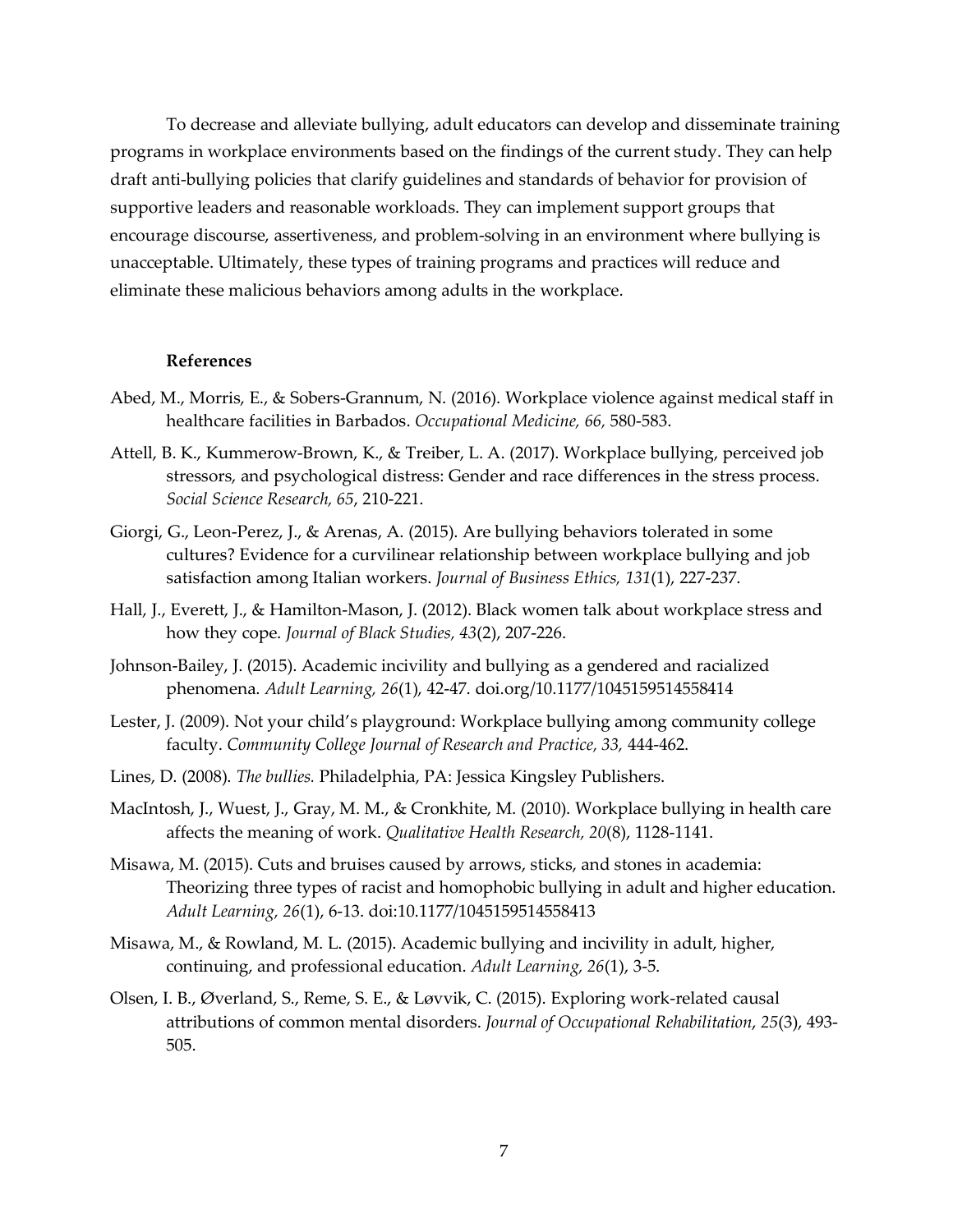To decrease and alleviate bullying, adult educators can develop and disseminate training programs in workplace environments based on the findings of the current study. They can help draft anti-bullying policies that clarify guidelines and standards of behavior for provision of supportive leaders and reasonable workloads. They can implement support groups that encourage discourse, assertiveness, and problem-solving in an environment where bullying is unacceptable. Ultimately, these types of training programs and practices will reduce and eliminate these malicious behaviors among adults in the workplace.

## References

Abed, M., Morris, E., & Sobers-Grannum, N. (2016). Workplace violence against medical staff in healthcare facilities in Barbados. *Occupational Medicine, 66,* 580-583.

Attell, B. K., Kummerow-Brown, K., & Treiber, L. A. (2017). Workplace bullying, perceived job stressors, and psychological distress: Gender and race differences in the stress process. *Social Science Research, 65*, 210-221.

Giorgi, G., Leon-Perez, J., & Arenas, A. (2015). Are bullying behaviors tolerated in some cultures? Evidence for a curvilinear relationship between workplace bullying and job satisfaction among Italian workers. *Journal of Business Ethics, 131*(1), 227-237.

Hall, J., Everett, J., & Hamilton-Mason, J. (2012). Black women talk about workplace stress and how they cope. *Journal of Black Studies, 43*(2), 207-226.

Johnson-Bailey, J. (2015). Academic incivility and bullying as a gendered and racialized phenomena. *Adult Learning, 26*(1), 42-47. doi.org/10.1177/1045159514558414

Lester, J. (2009). Not your child's playground: Workplace bullying among community college faculty. *Community College Journal of Research and Practice, 33,* 444-462.

Lines, D. (2008). *The bullies.* Philadelphia, PA: Jessica Kingsley Publishers.

MacIntosh, J., Wuest, J., Gray, M. M., & Cronkhite, M. (2010). Workplace bullying in health care affects the meaning of work. *Qualitative Health Research, 20*(8), 1128-1141.

Misawa, M. (2015). Cuts and bruises caused by arrows, sticks, and stones in academia: Theorizing three types of racist and homophobic bullying in adult and higher education. *Adult Learning, 26*(1), 6-13. doi:10.1177/1045159514558413

Misawa, M., & Rowland, M. L. (2015). Academic bullying and incivility in adult, higher, continuing, and professional education. *Adult Learning, 26*(1), 3-5.

Olsen, I. B., Øverland, S., Reme, S. E., & Løvvik, C. (2015). Exploring work-related causal attributions of common mental disorders. *Journal of Occupational Rehabilitation*, *25*(3), 493-505.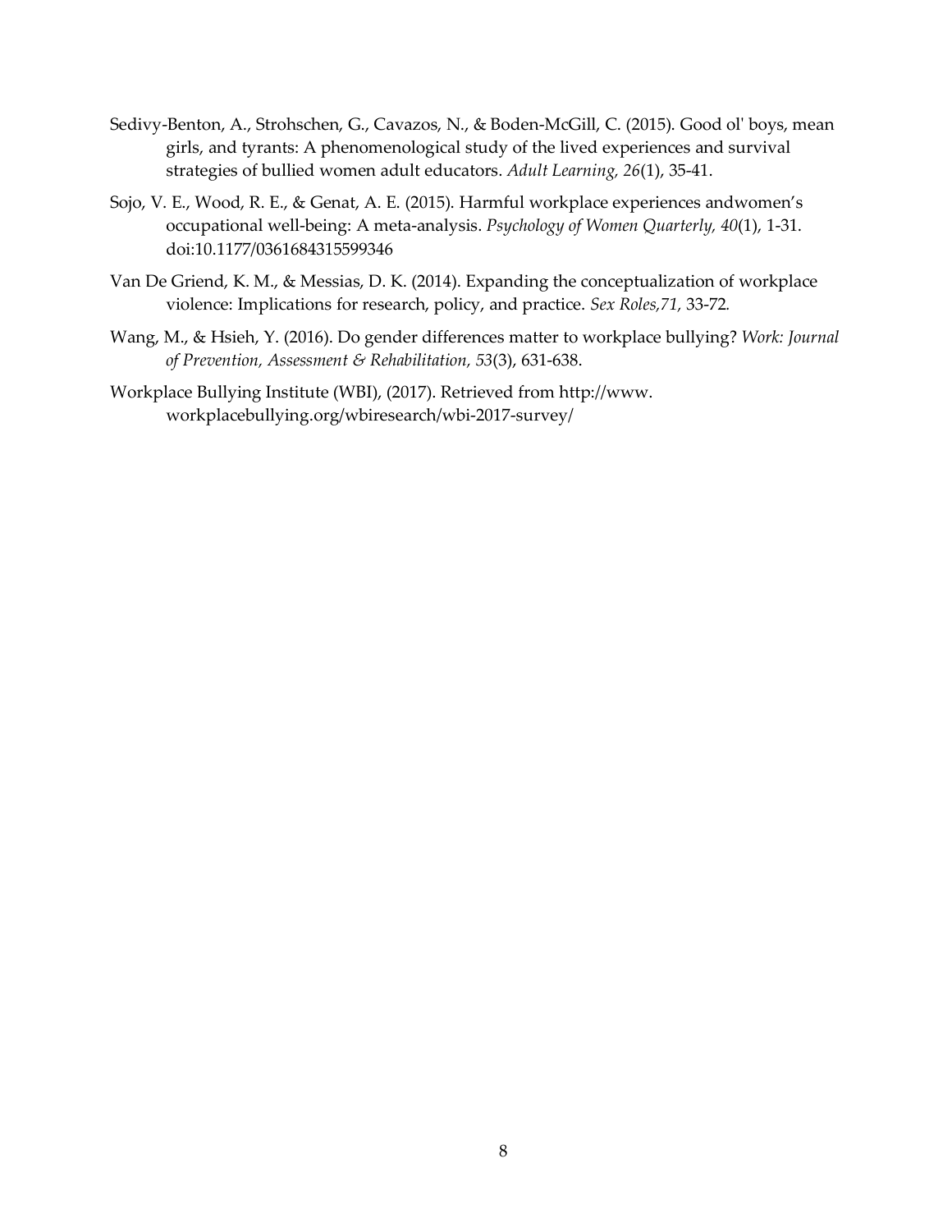Sedivy-Benton, A., Strohschen, G., Cavazos, N., & Boden-McGill, C. (2015). Good ol' boys, mean girls, and tyrants: A phenomenological study of the lived experiences and survival strategies of bullied women adult educators. *Adult Learning, 26*(1), 35-41.

Sojo, V. E., Wood, R. E., & Genat, A. E. (2015). Harmful workplace experiences andwomen's occupational well-being: A meta-analysis. *Psychology of Women Quarterly, 40*(1), 1-31. doi:10.1177/0361684315599346

Van De Griend, K. M., & Messias, D. K. (2014). Expanding the conceptualization of workplace violence: Implications for research, policy, and practice. *Sex Roles,71*, 33-72.

Wang, M., & Hsieh, Y. (2016). Do gender differences matter to workplace bullying? *Work: Journal of Prevention, Assessment & Rehabilitation, 53*(3), 631-638.

Workplace Bullying Institute (WBI), (2017). Retrieved from http://www. workplacebullying.org/wbiresearch/wbi-2017-survey/